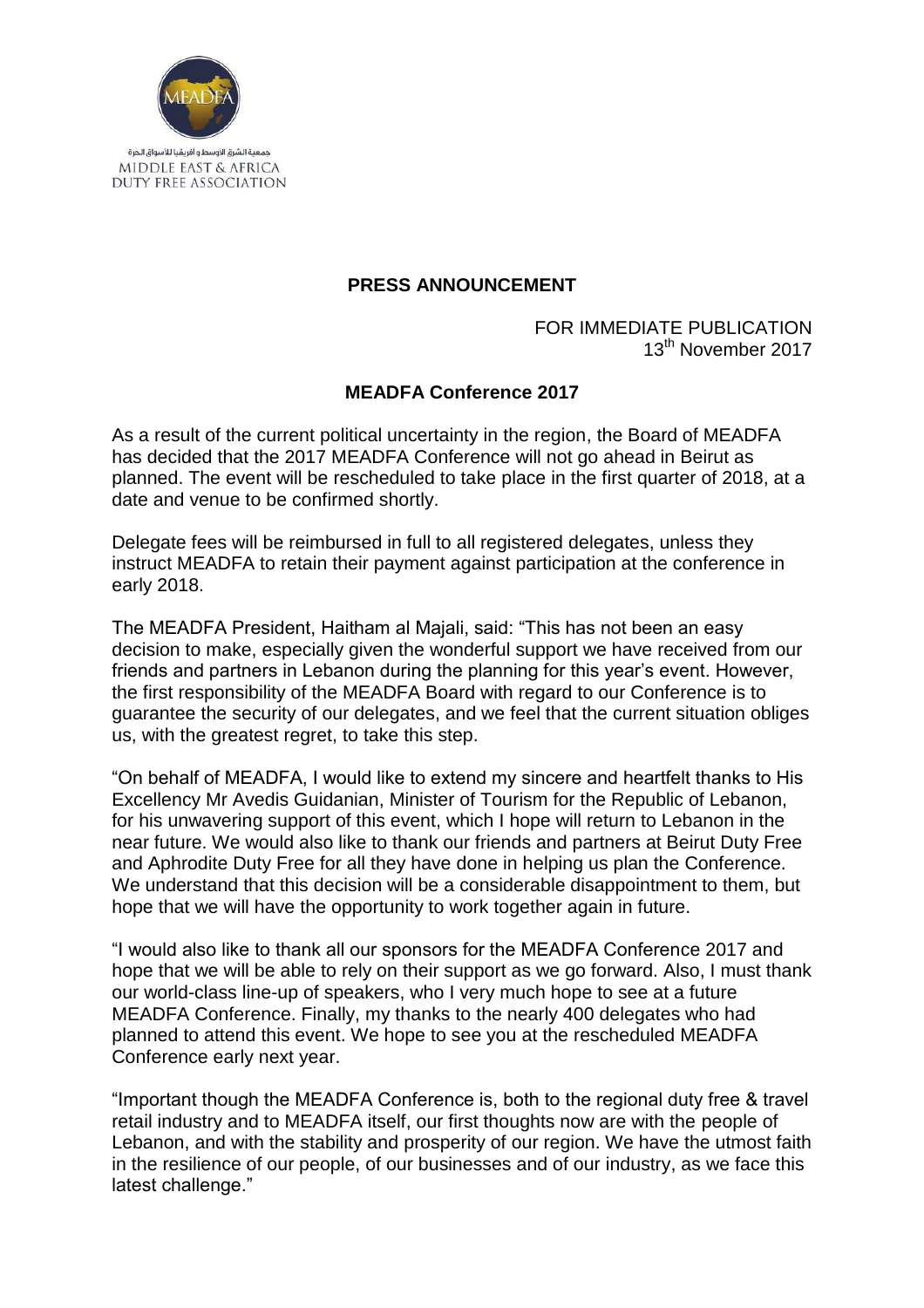جمعية الشرق الأوسط و أفريقيا للأسواق الحرة

MIDDLE EAST & AFRICA
DUTY FREE ASSOCIATION

## PRESS ANNOUNCEMENT

FOR IMMEDIATE PUBLICATION
13th November 2017

### MEADFA Conference 2017

As a result of the current political uncertainty in the region, the Board of MEADFA has decided that the 2017 MEADFA Conference will not go ahead in Beirut as planned. The event will be rescheduled to take place in the first quarter of 2018, at a date and venue to be confirmed shortly.

Delegate fees will be reimbursed in full to all registered delegates, unless they instruct MEADFA to retain their payment against participation at the conference in early 2018.

The MEADFA President, Haitham al Majali, said: "This has not been an easy decision to make, especially given the wonderful support we have received from our friends and partners in Lebanon during the planning for this year's event. However, the first responsibility of the MEADFA Board with regard to our Conference is to guarantee the security of our delegates, and we feel that the current situation obliges us, with the greatest regret, to take this step.

"On behalf of MEADFA, I would like to extend my sincere and heartfelt thanks to His Excellency Mr Avedis Guidanian, Minister of Tourism for the Republic of Lebanon, for his unwavering support of this event, which I hope will return to Lebanon in the near future. We would also like to thank our friends and partners at Beirut Duty Free and Aphrodite Duty Free for all they have done in helping us plan the Conference. We understand that this decision will be a considerable disappointment to them, but hope that we will have the opportunity to work together again in future.

"I would also like to thank all our sponsors for the MEADFA Conference 2017 and hope that we will be able to rely on their support as we go forward. Also, I must thank our world-class line-up of speakers, who I very much hope to see at a future MEADFA Conference. Finally, my thanks to the nearly 400 delegates who had planned to attend this event. We hope to see you at the rescheduled MEADFA Conference early next year.

"Important though the MEADFA Conference is, both to the regional duty free & travel retail industry and to MEADFA itself, our first thoughts now are with the people of Lebanon, and with the stability and prosperity of our region. We have the utmost faith in the resilience of our people, of our businesses and of our industry, as we face this latest challenge."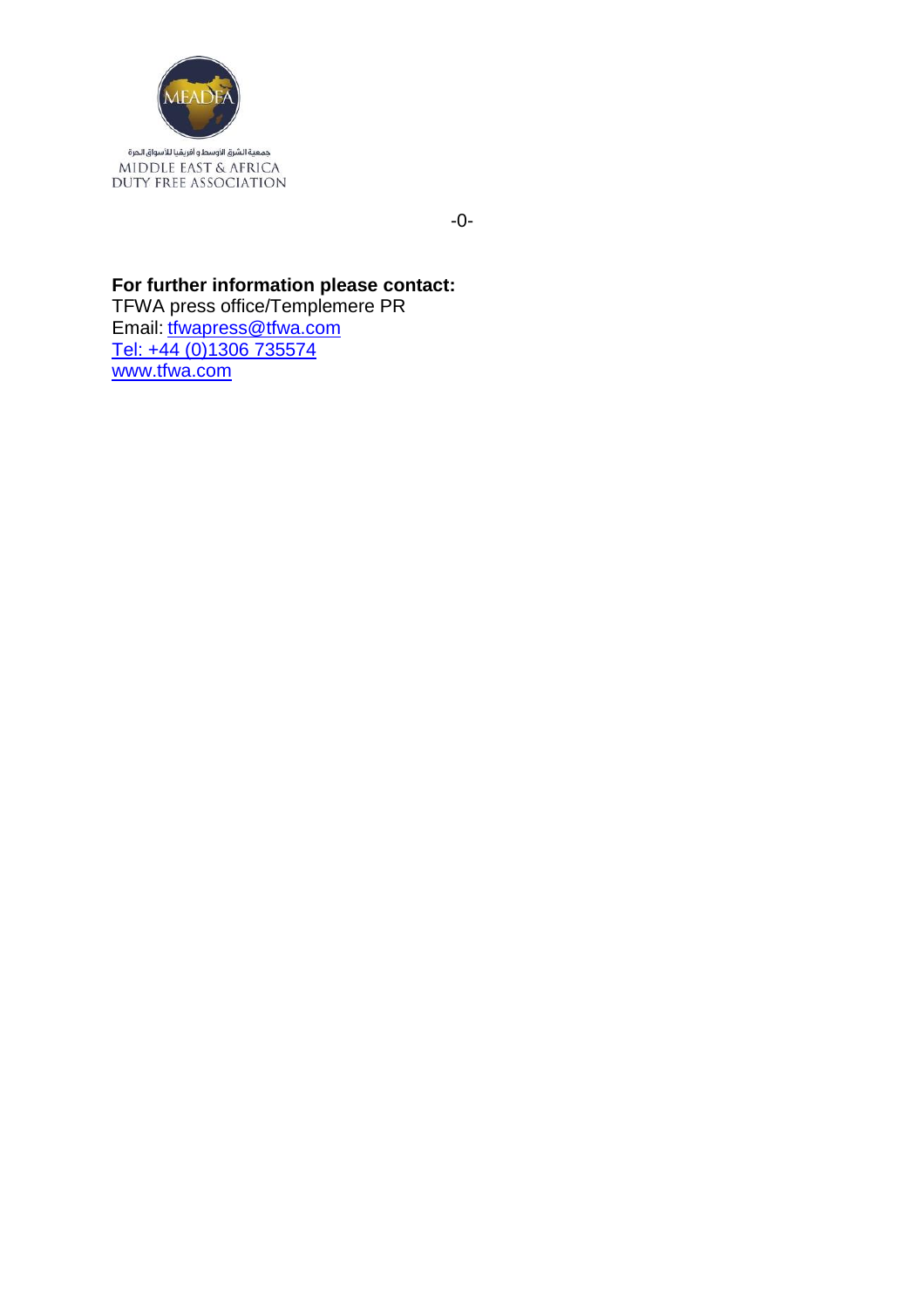جمعية الشرق الأوسط و أفريقيا للأسواق الحرة

MIDDLE EAST & AFRICA
DUTY FREE ASSOCIATION

-0-

**For further information please contact:**
TFWA press office/Templemere PR
Email: tfwapress@tfwa.com
Tel: +44 (0)1306 735574
www.tfwa.com